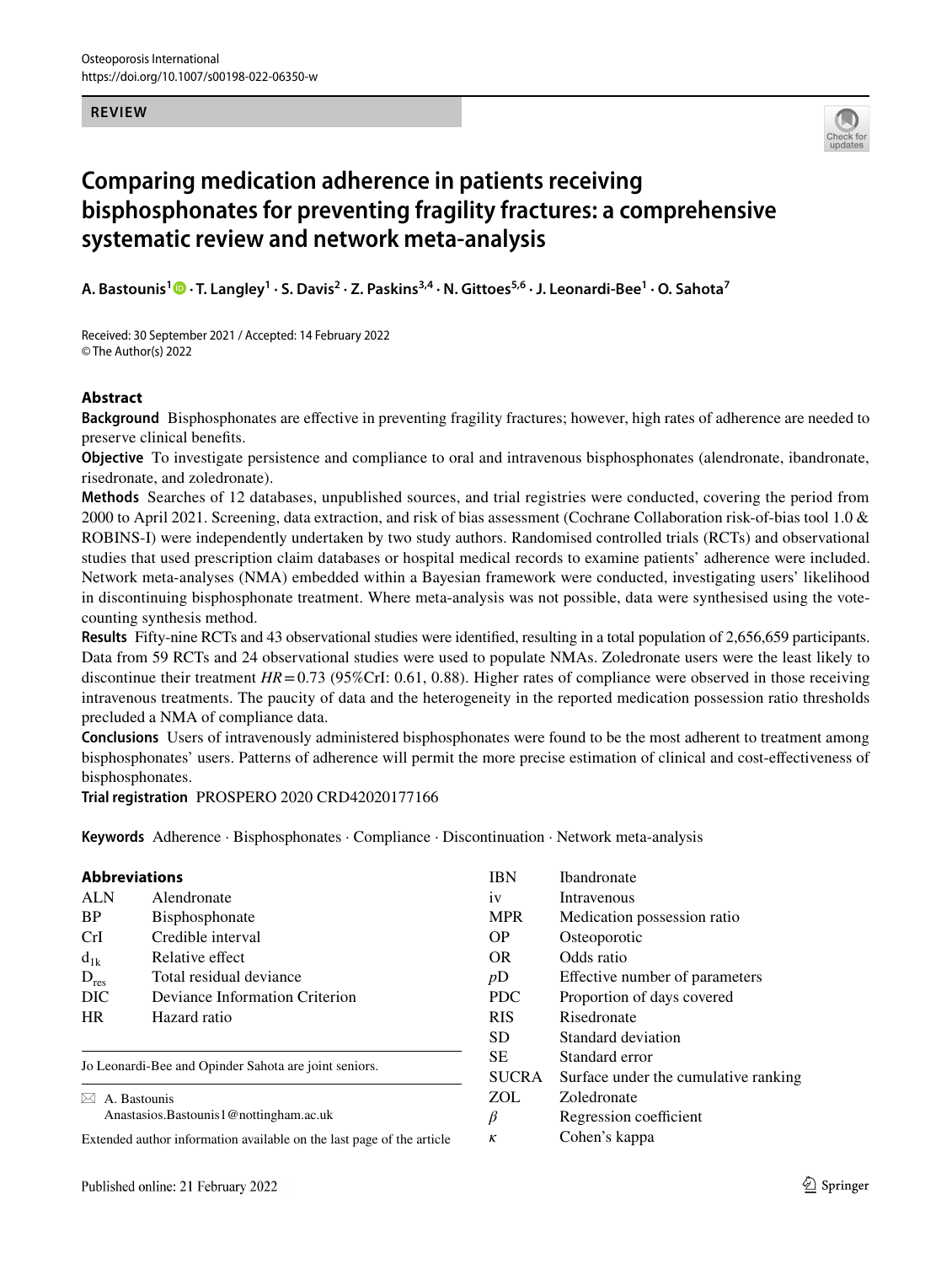**REVIEW**

# Comparing medication adherence in patients receiving bisphosphonates for preventing fragility fractures: a comprehensive systematic review and network meta-analysis

**A. Bastounis[1] · T. Langley[1] · S. Davis[2] · Z. Paskins[3,4] · N. Gittoes[5,6] · J. Leonardi-Bee[1] · O. Sahota[7]**

Received: 30 September 2021 / Accepted: 14 February 2022
© The Author(s) 2022

## Abstract

**Background** Bisphosphonates are effective in preventing fragility fractures; however, high rates of adherence are needed to preserve clinical benefits.

**Objective** To investigate persistence and compliance to oral and intravenous bisphosphonates (alendronate, ibandronate, risedronate, and zoledronate).

**Methods** Searches of 12 databases, unpublished sources, and trial registries were conducted, covering the period from 2000 to April 2021. Screening, data extraction, and risk of bias assessment (Cochrane Collaboration risk-of-bias tool 1.0 & ROBINS-I) were independently undertaken by two study authors. Randomised controlled trials (RCTs) and observational studies that used prescription claim databases or hospital medical records to examine patients' adherence were included. Network meta-analyses (NMA) embedded within a Bayesian framework were conducted, investigating users' likelihood in discontinuing bisphosphonate treatment. Where meta-analysis was not possible, data were synthesised using the vote-counting synthesis method.

**Results** Fifty-nine RCTs and 43 observational studies were identified, resulting in a total population of 2,656,659 participants. Data from 59 RCTs and 24 observational studies were used to populate NMAs. Zoledronate users were the least likely to discontinue their treatment $HR = 0.73$ (95%CrI: 0.61, 0.88). Higher rates of compliance were observed in those receiving intravenous treatments. The paucity of data and the heterogeneity in the reported medication possession ratio thresholds precluded a NMA of compliance data.

**Conclusions** Users of intravenously administered bisphosphonates were found to be the most adherent to treatment among bisphosphonates' users. Patterns of adherence will permit the more precise estimation of clinical and cost-effectiveness of bisphosphonates.

**Trial registration** PROSPERO 2020 CRD42020177166

**Keywords** Adherence · Bisphosphonates · Compliance · Discontinuation · Network meta-analysis

### Abbreviations

| | |
|---|---|
| ALN | Alendronate |
| BP | Bisphosphonate |
| CrI | Credible interval |
| $d_{1k}$ | Relative effect |
| $D_{res}$ | Total residual deviance |
| DIC | Deviance Information Criterion |
| HR | Hazard ratio |
| IBN | Ibandronate |
| iv | Intravenous |
| MPR | Medication possession ratio |
| OP | Osteoporotic |
| OR | Odds ratio |
| $pD$ | Effective number of parameters |
| PDC | Proportion of days covered |
| RIS | Risedronate |
| SD | Standard deviation |
| SE | Standard error |
| SUCRA | Surface under the cumulative ranking |
| ZOL | Zoledronate |
| $\beta$ | Regression coefficient |
| $\kappa$ | Cohen's kappa |

Jo Leonardi-Bee and Opinder Sahota are joint seniors.

✉ A. Bastounis
Anastasios.Bastounis1@nottingham.ac.uk

Extended author information available on the last page of the article

Published online: 21 February 2022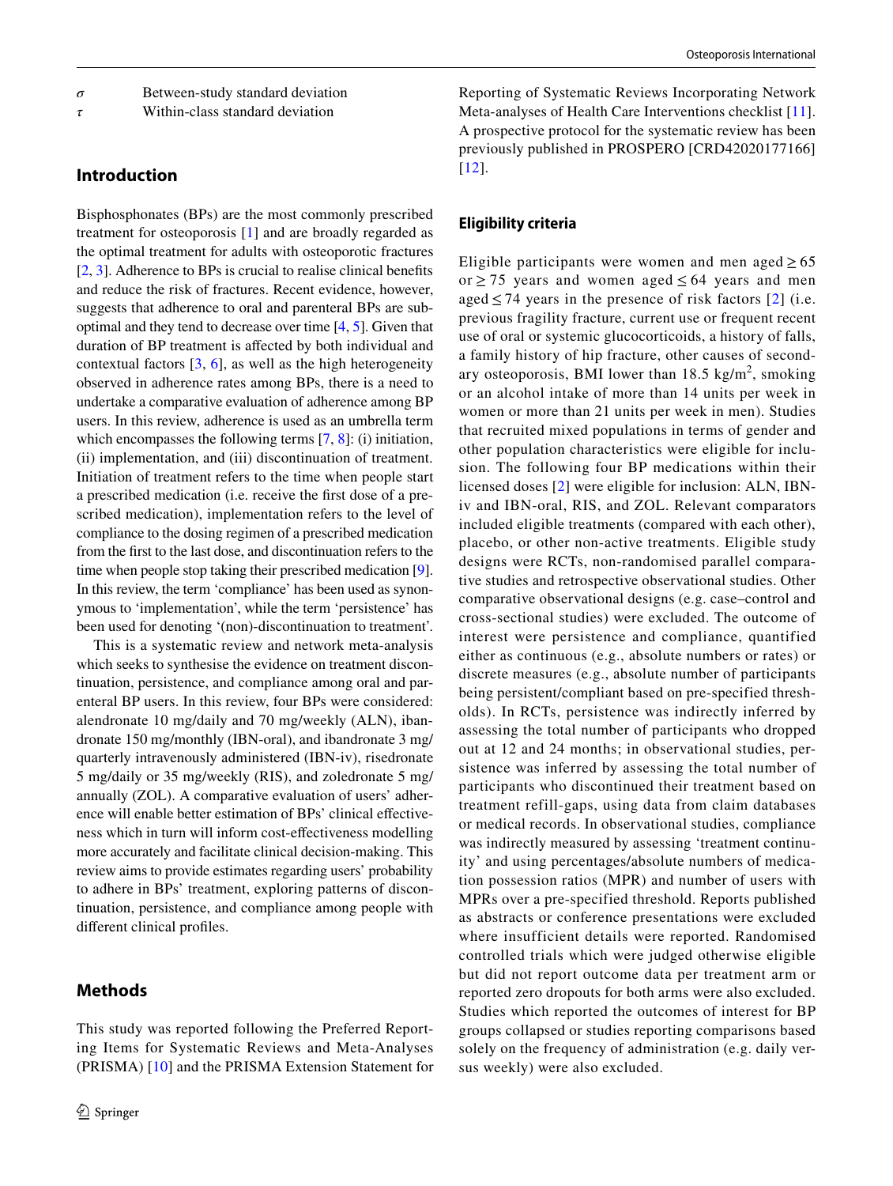| | |
|---|---|
| $\sigma$ | Between-study standard deviation |
| $\tau$ | Within-class standard deviation |

## Introduction

Bisphosphonates (BPs) are the most commonly prescribed treatment for osteoporosis [1] and are broadly regarded as the optimal treatment for adults with osteoporotic fractures [2, 3]. Adherence to BPs is crucial to realise clinical benefits and reduce the risk of fractures. Recent evidence, however, suggests that adherence to oral and parenteral BPs are suboptimal and they tend to decrease over time [4, 5]. Given that duration of BP treatment is affected by both individual and contextual factors [3, 6], as well as the high heterogeneity observed in adherence rates among BPs, there is a need to undertake a comparative evaluation of adherence among BP users. In this review, adherence is used as an umbrella term which encompasses the following terms [7, 8]: (i) initiation, (ii) implementation, and (iii) discontinuation of treatment. Initiation of treatment refers to the time when people start a prescribed medication (i.e. receive the first dose of a prescribed medication), implementation refers to the level of compliance to the dosing regimen of a prescribed medication from the first to the last dose, and discontinuation refers to the time when people stop taking their prescribed medication [9]. In this review, the term 'compliance' has been used as synonymous to 'implementation', while the term 'persistence' has been used for denoting '(non)-discontinuation to treatment'.

This is a systematic review and network meta-analysis which seeks to synthesise the evidence on treatment discontinuation, persistence, and compliance among oral and parenteral BP users. In this review, four BPs were considered: alendronate 10 mg/daily and 70 mg/weekly (ALN), ibandronate 150 mg/monthly (IBN-oral), and ibandronate 3 mg/quarterly intravenously administered (IBN-iv), risedronate 5 mg/daily or 35 mg/weekly (RIS), and zoledronate 5 mg/annually (ZOL). A comparative evaluation of users' adherence will enable better estimation of BPs' clinical effectiveness which in turn will inform cost-effectiveness modelling more accurately and facilitate clinical decision-making. This review aims to provide estimates regarding users' probability to adhere in BPs' treatment, exploring patterns of discontinuation, persistence, and compliance among people with different clinical profiles.

## Methods

This study was reported following the Preferred Reporting Items for Systematic Reviews and Meta-Analyses (PRISMA) [10] and the PRISMA Extension Statement for Reporting of Systematic Reviews Incorporating Network Meta-analyses of Health Care Interventions checklist [11]. A prospective protocol for the systematic review has been previously published in PROSPERO [CRD42020177166] [12].

### Eligibility criteria

Eligible participants were women and men aged $\geq 65$ or $\geq 75$ years and women aged $\leq 64$ years and men aged $\leq 74$ years in the presence of risk factors [2] (i.e. previous fragility fracture, current use or frequent recent use of oral or systemic glucocorticoids, a history of falls, a family history of hip fracture, other causes of secondary osteoporosis, BMI lower than 18.5 kg/m$^2$, smoking or an alcohol intake of more than 14 units per week in women or more than 21 units per week in men). Studies that recruited mixed populations in terms of gender and other population characteristics were eligible for inclusion. The following four BP medications within their licensed doses [2] were eligible for inclusion: ALN, IBN-iv and IBN-oral, RIS, and ZOL. Relevant comparators included eligible treatments (compared with each other), placebo, or other non-active treatments. Eligible study designs were RCTs, non-randomised parallel comparative studies and retrospective observational studies. Other comparative observational designs (e.g. case–control and cross-sectional studies) were excluded. The outcome of interest were persistence and compliance, quantified either as continuous (e.g., absolute numbers or rates) or discrete measures (e.g., absolute number of participants being persistent/compliant based on pre-specified thresholds). In RCTs, persistence was indirectly inferred by assessing the total number of participants who dropped out at 12 and 24 months; in observational studies, persistence was inferred by assessing the total number of participants who discontinued their treatment based on treatment refill-gaps, using data from claim databases or medical records. In observational studies, compliance was indirectly measured by assessing 'treatment continuity' and using percentages/absolute numbers of medication possession ratios (MPR) and number of users with MPRs over a pre-specified threshold. Reports published as abstracts or conference presentations were excluded where insufficient details were reported. Randomised controlled trials which were judged otherwise eligible but did not report outcome data per treatment arm or reported zero dropouts for both arms were also excluded. Studies which reported the outcomes of interest for BP groups collapsed or studies reporting comparisons based solely on the frequency of administration (e.g. daily versus weekly) were also excluded.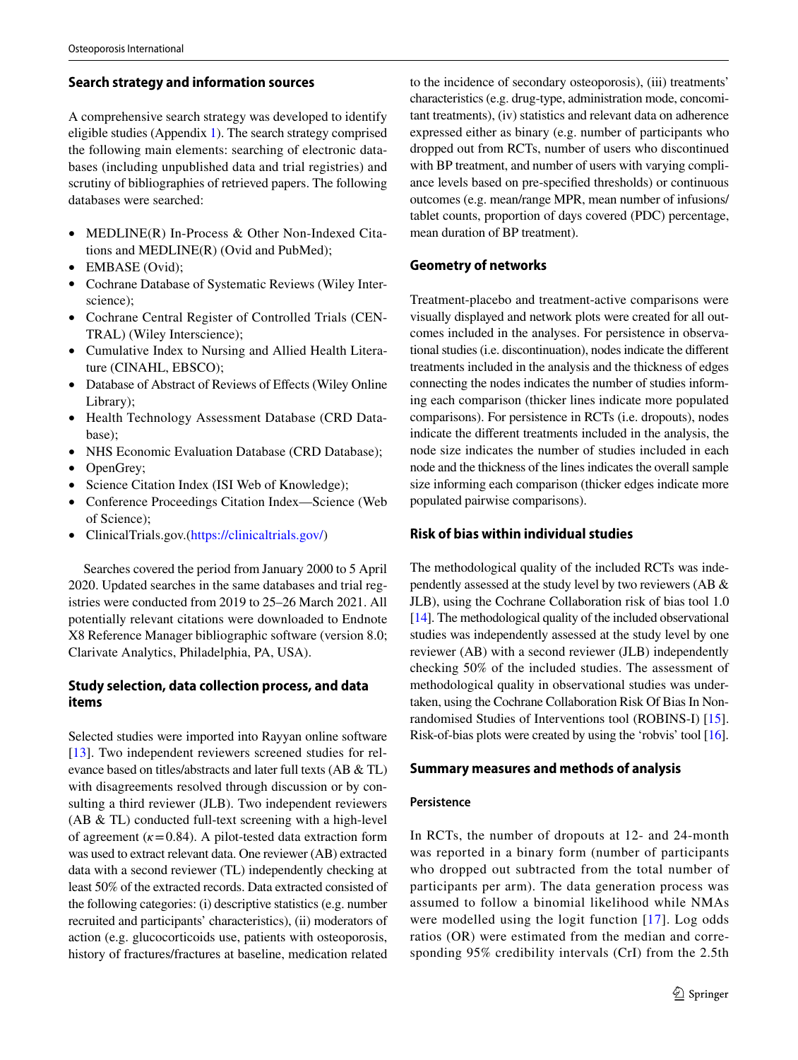## Search strategy and information sources

A comprehensive search strategy was developed to identify eligible studies (Appendix 1). The search strategy comprised the following main elements: searching of electronic databases (including unpublished data and trial registries) and scrutiny of bibliographies of retrieved papers. The following databases were searched:

- MEDLINE(R) In-Process & Other Non-Indexed Citations and MEDLINE(R) (Ovid and PubMed);
- EMBASE (Ovid);
- Cochrane Database of Systematic Reviews (Wiley Interscience);
- Cochrane Central Register of Controlled Trials (CENTRAL) (Wiley Interscience);
- Cumulative Index to Nursing and Allied Health Literature (CINAHL, EBSCO);
- Database of Abstract of Reviews of Effects (Wiley Online Library);
- Health Technology Assessment Database (CRD Database);
- NHS Economic Evaluation Database (CRD Database);
- OpenGrey;
- Science Citation Index (ISI Web of Knowledge);
- Conference Proceedings Citation Index—Science (Web of Science);
- ClinicalTrials.gov.(https://clinicaltrials.gov/)

Searches covered the period from January 2000 to 5 April 2020. Updated searches in the same databases and trial registries were conducted from 2019 to 25–26 March 2021. All potentially relevant citations were downloaded to Endnote X8 Reference Manager bibliographic software (version 8.0; Clarivate Analytics, Philadelphia, PA, USA).

## Study selection, data collection process, and data items

Selected studies were imported into Rayyan online software [13]. Two independent reviewers screened studies for relevance based on titles/abstracts and later full texts (AB & TL) with disagreements resolved through discussion or by consulting a third reviewer (JLB). Two independent reviewers (AB & TL) conducted full-text screening with a high-level of agreement ($\kappa = 0.84$). A pilot-tested data extraction form was used to extract relevant data. One reviewer (AB) extracted data with a second reviewer (TL) independently checking at least 50% of the extracted records. Data extracted consisted of the following categories: (i) descriptive statistics (e.g. number recruited and participants' characteristics), (ii) moderators of action (e.g. glucocorticoids use, patients with osteoporosis, history of fractures/fractures at baseline, medication related to the incidence of secondary osteoporosis), (iii) treatments' characteristics (e.g. drug-type, administration mode, concomitant treatments), (iv) statistics and relevant data on adherence expressed either as binary (e.g. number of participants who dropped out from RCTs, number of users who discontinued with BP treatment, and number of users with varying compliance levels based on pre-specified thresholds) or continuous outcomes (e.g. mean/range MPR, mean number of infusions/tablet counts, proportion of days covered (PDC) percentage, mean duration of BP treatment).

## Geometry of networks

Treatment-placebo and treatment-active comparisons were visually displayed and network plots were created for all outcomes included in the analyses. For persistence in observational studies (i.e. discontinuation), nodes indicate the different treatments included in the analysis and the thickness of edges connecting the nodes indicates the number of studies informing each comparison (thicker lines indicate more populated comparisons). For persistence in RCTs (i.e. dropouts), nodes indicate the different treatments included in the analysis, the node size indicates the number of studies included in each node and the thickness of the lines indicates the overall sample size informing each comparison (thicker edges indicate more populated pairwise comparisons).

## Risk of bias within individual studies

The methodological quality of the included RCTs was independently assessed at the study level by two reviewers (AB & JLB), using the Cochrane Collaboration risk of bias tool 1.0 [14]. The methodological quality of the included observational studies was independently assessed at the study level by one reviewer (AB) with a second reviewer (JLB) independently checking 50% of the included studies. The assessment of methodological quality in observational studies was undertaken, using the Cochrane Collaboration Risk Of Bias In Non-randomised Studies of Interventions tool (ROBINS-I) [15]. Risk-of-bias plots were created by using the 'robvis' tool [16].

## Summary measures and methods of analysis

### Persistence

In RCTs, the number of dropouts at 12- and 24-month was reported in a binary form (number of participants who dropped out subtracted from the total number of participants per arm). The data generation process was assumed to follow a binomial likelihood while NMAs were modelled using the logit function [17]. Log odds ratios (OR) were estimated from the median and corresponding 95% credibility intervals (CrI) from the 2.5th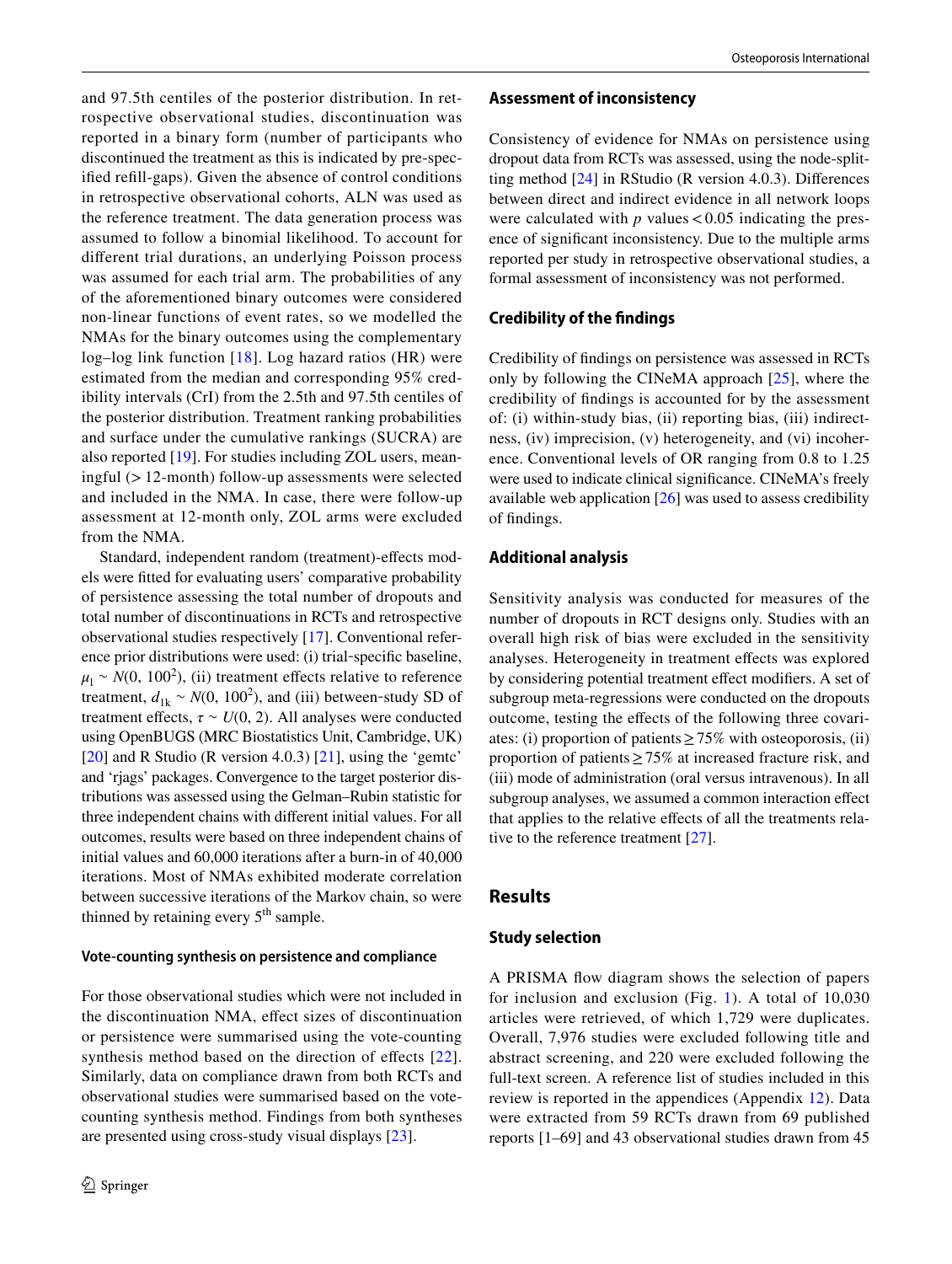and 97.5th centiles of the posterior distribution. In retrospective observational studies, discontinuation was reported in a binary form (number of participants who discontinued the treatment as this is indicated by pre-specified refill-gaps). Given the absence of control conditions in retrospective observational cohorts, ALN was used as the reference treatment. The data generation process was assumed to follow a binomial likelihood. To account for different trial durations, an underlying Poisson process was assumed for each trial arm. The probabilities of any of the aforementioned binary outcomes were considered non-linear functions of event rates, so we modelled the NMAs for the binary outcomes using the complementary log–log link function [18]. Log hazard ratios (HR) were estimated from the median and corresponding 95% credibility intervals (CrI) from the 2.5th and 97.5th centiles of the posterior distribution. Treatment ranking probabilities and surface under the cumulative rankings (SUCRA) are also reported [19]. For studies including ZOL users, meaningful (> 12-month) follow-up assessments were selected and included in the NMA. In case, there were follow-up assessment at 12-month only, ZOL arms were excluded from the NMA.

Standard, independent random (treatment)-effects models were fitted for evaluating users' comparative probability of persistence assessing the total number of dropouts and total number of discontinuations in RCTs and retrospective observational studies respectively [17]. Conventional reference prior distributions were used: (i) trial-specific baseline, $\mu_1 \sim N(0, 100^2)$, (ii) treatment effects relative to reference treatment, $d_{1k} \sim N(0, 100^2)$, and (iii) between-study SD of treatment effects, $\tau \sim U(0, 2)$. All analyses were conducted using OpenBUGS (MRC Biostatistics Unit, Cambridge, UK) [20] and R Studio (R version 4.0.3) [21], using the 'gemtc' and 'rjags' packages. Convergence to the target posterior distributions was assessed using the Gelman–Rubin statistic for three independent chains with different initial values. For all outcomes, results were based on three independent chains of initial values and 60,000 iterations after a burn-in of 40,000 iterations. Most of NMAs exhibited moderate correlation between successive iterations of the Markov chain, so were thinned by retaining every 5th sample.

#### Vote-counting synthesis on persistence and compliance

For those observational studies which were not included in the discontinuation NMA, effect sizes of discontinuation or persistence were summarised using the vote-counting synthesis method based on the direction of effects [22]. Similarly, data on compliance drawn from both RCTs and observational studies were summarised based on the vote-counting synthesis method. Findings from both syntheses are presented using cross-study visual displays [23].

### Assessment of inconsistency

Consistency of evidence for NMAs on persistence using dropout data from RCTs was assessed, using the node-splitting method [24] in RStudio (R version 4.0.3). Differences between direct and indirect evidence in all network loops were calculated with $p$ values $< 0.05$ indicating the presence of significant inconsistency. Due to the multiple arms reported per study in retrospective observational studies, a formal assessment of inconsistency was not performed.

### Credibility of the findings

Credibility of findings on persistence was assessed in RCTs only by following the CINeMA approach [25], where the credibility of findings is accounted for by the assessment of: (i) within-study bias, (ii) reporting bias, (iii) indirectness, (iv) imprecision, (v) heterogeneity, and (vi) incoherence. Conventional levels of OR ranging from 0.8 to 1.25 were used to indicate clinical significance. CINeMA's freely available web application [26] was used to assess credibility of findings.

### Additional analysis

Sensitivity analysis was conducted for measures of the number of dropouts in RCT designs only. Studies with an overall high risk of bias were excluded in the sensitivity analyses. Heterogeneity in treatment effects was explored by considering potential treatment effect modifiers. A set of subgroup meta-regressions were conducted on the dropouts outcome, testing the effects of the following three covariates: (i) proportion of patients ≥ 75% with osteoporosis, (ii) proportion of patients ≥ 75% at increased fracture risk, and (iii) mode of administration (oral versus intravenous). In all subgroup analyses, we assumed a common interaction effect that applies to the relative effects of all the treatments relative to the reference treatment [27].

## Results

### Study selection

A PRISMA flow diagram shows the selection of papers for inclusion and exclusion (Fig. 1). A total of 10,030 articles were retrieved, of which 1,729 were duplicates. Overall, 7,976 studies were excluded following title and abstract screening, and 220 were excluded following the full-text screen. A reference list of studies included in this review is reported in the appendices (Appendix 12). Data were extracted from 59 RCTs drawn from 69 published reports [1–69] and 43 observational studies drawn from 45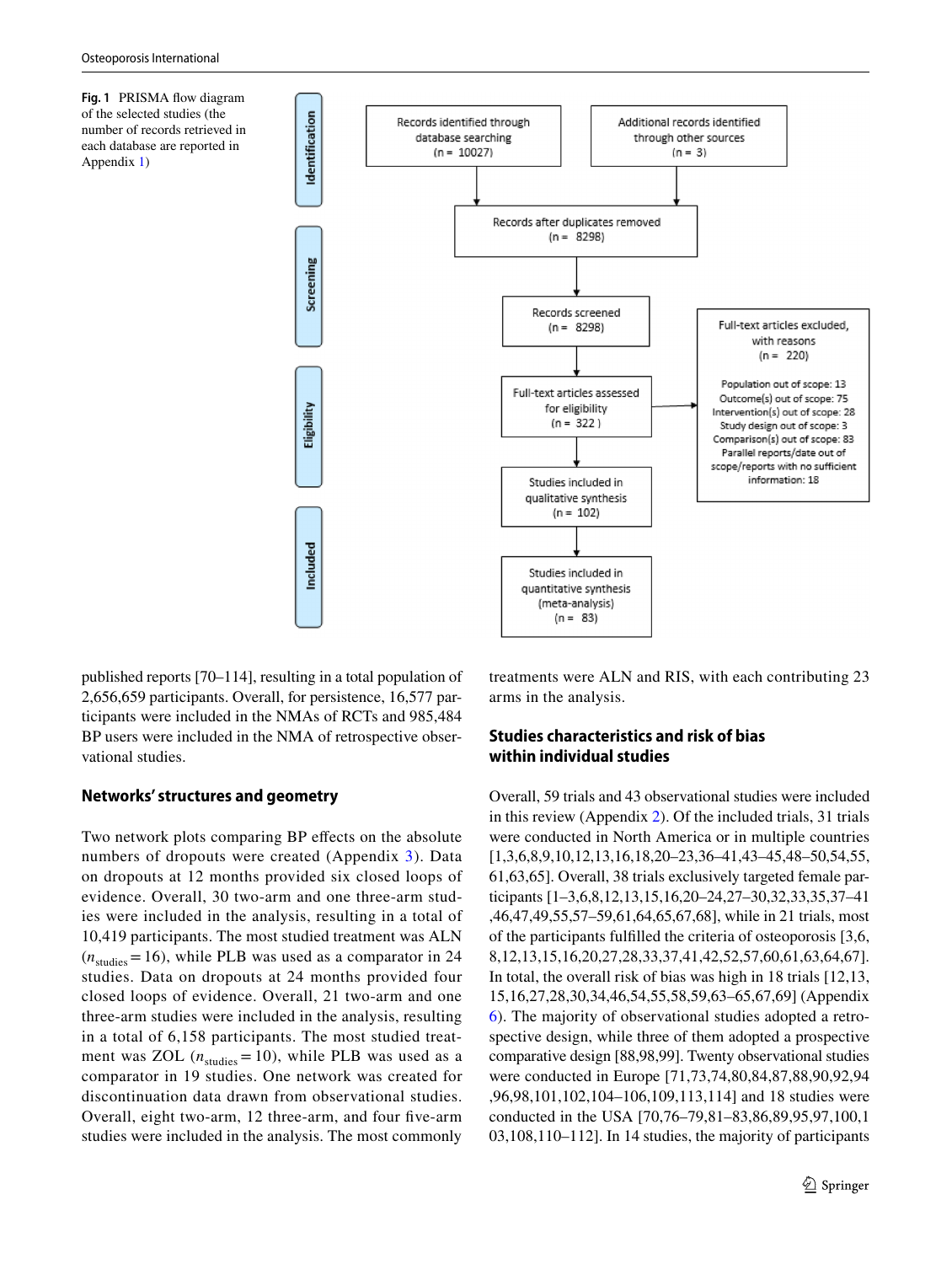**Fig. 1** PRISMA flow diagram of the selected studies (the number of records retrieved in each database are reported in Appendix 1)

**Identification**

Records identified through database searching (n = 10027)

Additional records identified through other sources (n = 3)

Records after duplicates removed (n = 8298)

**Screening**

Records screened (n = 8298)

**Eligibility**

Full-text articles assessed for eligibility (n = 322 )

Full-text articles excluded, with reasons (n = 220)

Population out of scope: 13
Outcome(s) out of scope: 75
Intervention(s) out of scope: 28
Study design out of scope: 3
Comparison(s) out of scope: 83
Parallel reports/date out of scope/reports with no sufficient information: 18

**Included**

Studies included in qualitative synthesis (n = 102)

Studies included in quantitative synthesis (meta-analysis) (n = 83)

published reports [70–114], resulting in a total population of 2,656,659 participants. Overall, for persistence, 16,577 participants were included in the NMAs of RCTs and 985,484 BP users were included in the NMA of retrospective observational studies.

## Networks' structures and geometry

Two network plots comparing BP effects on the absolute numbers of dropouts were created (Appendix 3). Data on dropouts at 12 months provided six closed loops of evidence. Overall, 30 two-arm and one three-arm studies were included in the analysis, resulting in a total of 10,419 participants. The most studied treatment was ALN ($n_{studies}$ = 16), while PLB was used as a comparator in 24 studies. Data on dropouts at 24 months provided four closed loops of evidence. Overall, 21 two-arm and one three-arm studies were included in the analysis, resulting in a total of 6,158 participants. The most studied treatment was ZOL ($n_{studies}$ = 10), while PLB was used as a comparator in 19 studies. One network was created for discontinuation data drawn from observational studies. Overall, eight two-arm, 12 three-arm, and four five-arm studies were included in the analysis. The most commonly treatments were ALN and RIS, with each contributing 23 arms in the analysis.

## Studies characteristics and risk of bias within individual studies

Overall, 59 trials and 43 observational studies were included in this review (Appendix 2). Of the included trials, 31 trials were conducted in North America or in multiple countries [1,3,6,8,9,10,12,13,16,18,20–23,36–41,43–45,48–50,54,55,61,63,65]. Overall, 38 trials exclusively targeted female participants [1–3,6,8,12,13,15,16,20–24,27–30,32,33,35,37–41,46,47,49,55,57–59,61,64,65,67,68], while in 21 trials, most of the participants fulfilled the criteria of osteoporosis [3,6,8,12,13,15,16,20,27,28,33,37,41,42,52,57,60,61,63,64,67]. In total, the overall risk of bias was high in 18 trials [12,13,15,16,27,28,30,34,46,54,55,58,59,63–65,67,69] (Appendix 6). The majority of observational studies adopted a retrospective design, while three of them adopted a prospective comparative design [88,98,99]. Twenty observational studies were conducted in Europe [71,73,74,80,84,87,88,90,92,94,96,98,101,102,104–106,109,113,114] and 18 studies were conducted in the USA [70,76–79,81–83,86,89,95,97,100,103,108,110–112]. In 14 studies, the majority of participants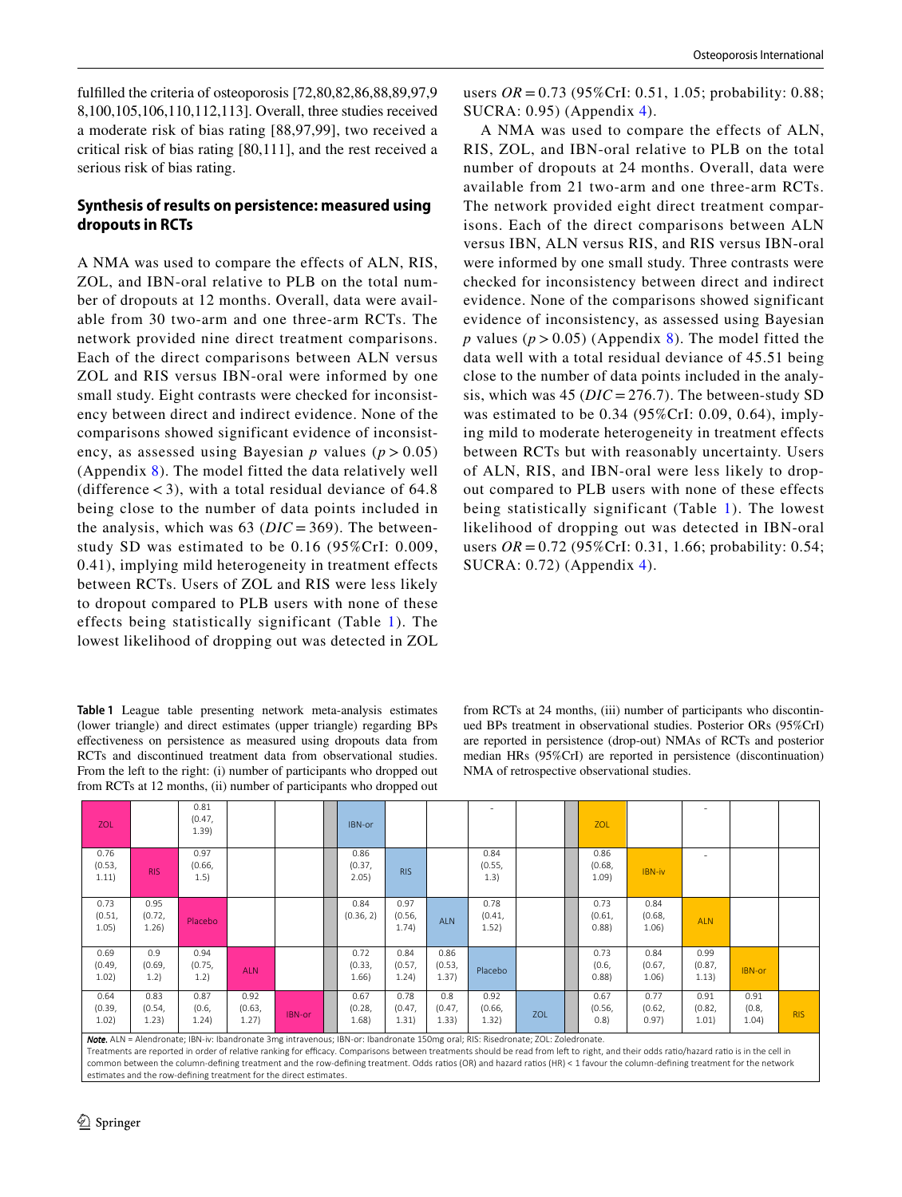fulfilled the criteria of osteoporosis [72,80,82,86,88,89,97,98,100,105,106,110,112,113]. Overall, three studies received a moderate risk of bias rating [88,97,99], two received a critical risk of bias rating [80,111], and the rest received a serious risk of bias rating.

## Synthesis of results on persistence: measured using dropouts in RCTs

A NMA was used to compare the effects of ALN, RIS, ZOL, and IBN-oral relative to PLB on the total number of dropouts at 12 months. Overall, data were available from 30 two-arm and one three-arm RCTs. The network provided nine direct treatment comparisons. Each of the direct comparisons between ALN versus ZOL and RIS versus IBN-oral were informed by one small study. Eight contrasts were checked for inconsistency between direct and indirect evidence. None of the comparisons showed significant evidence of inconsistency, as assessed using Bayesian $p$ values ($p > 0.05$) (Appendix 8). The model fitted the data relatively well (difference $< 3$), with a total residual deviance of 64.8 being close to the number of data points included in the analysis, which was 63 ($DIC = 369$). The between-study SD was estimated to be 0.16 (95%CrI: 0.009, 0.41), implying mild heterogeneity in treatment effects between RCTs. Users of ZOL and RIS were less likely to dropout compared to PLB users with none of these effects being statistically significant (Table 1). The lowest likelihood of dropping out was detected in ZOL users $OR = 0.73$ (95%CrI: 0.51, 1.05; probability: 0.88; SUCRA: 0.95) (Appendix 4).

A NMA was used to compare the effects of ALN, RIS, ZOL, and IBN-oral relative to PLB on the total number of dropouts at 24 months. Overall, data were available from 21 two-arm and one three-arm RCTs. The network provided eight direct treatment comparisons. Each of the direct comparisons between ALN versus IBN, ALN versus RIS, and RIS versus IBN-oral were informed by one small study. Three contrasts were checked for inconsistency between direct and indirect evidence. None of the comparisons showed significant evidence of inconsistency, as assessed using Bayesian $p$ values ($p > 0.05$) (Appendix 8). The model fitted the data well with a total residual deviance of 45.51 being close to the number of data points included in the analysis, which was 45 ($DIC = 276.7$). The between-study SD was estimated to be 0.34 (95%CrI: 0.09, 0.64), implying mild to moderate heterogeneity in treatment effects between RCTs but with reasonably uncertainty. Users of ALN, RIS, and IBN-oral were less likely to dropout compared to PLB users with none of these effects being statistically significant (Table 1). The lowest likelihood of dropping out was detected in IBN-oral users $OR = 0.72$ (95%CrI: 0.31, 1.66; probability: 0.54; SUCRA: 0.72) (Appendix 4).

**Table 1** League table presenting network meta-analysis estimates (lower triangle) and direct estimates (upper triangle) regarding BPs effectiveness on persistence as measured using dropouts data from RCTs and discontinued treatment data from observational studies. From the left to the right: (i) number of participants who dropped out from RCTs at 12 months, (ii) number of participants who dropped out from RCTs at 24 months, (iii) number of participants who discontinued BPs treatment in observational studies. Posterior ORs (95%CrI) are reported in persistence (drop-out) NMAs of RCTs and posterior median HRs (95%CrI) are reported in persistence (discontinuation) NMA of retrospective observational studies.

| ZOL | | 0.81 (0.47, 1.39) | | | | IBN-or | | | - | | | ZOL | | - | | |
|---|---|---|---|---|---|---|---|---|---|---|---|---|---|---|---|---|
| 0.76 (0.53, 1.11) | RIS | 0.97 (0.66, 1.5) | | | | 0.86 (0.37, 2.05) | RIS | | 0.84 (0.55, 1.3) | | | 0.86 (0.68, 1.09) | IBN-iv | - | | |
| 0.73 (0.51, 1.05) | 0.95 (0.72, 1.26) | Placebo | | | | 0.84 (0.36, 2) | 0.97 (0.56, 1.74) | ALN | 0.78 (0.41, 1.52) | | | 0.73 (0.61, 0.88) | 0.84 (0.68, 1.06) | ALN | | |
| 0.69 (0.49, 1.02) | 0.9 (0.69, 1.2) | 0.94 (0.75, 1.2) | ALN | | | 0.72 (0.33, 1.66) | 0.84 (0.57, 1.24) | 0.86 (0.53, 1.37) | Placebo | | | 0.73 (0.6, 0.88) | 0.84 (0.67, 1.06) | 0.99 (0.87, 1.13) | IBN-or | |
| 0.64 (0.39, 1.02) | 0.83 (0.54, 1.23) | 0.87 (0.6, 1.24) | 0.92 (0.63, 1.27) | IBN-or | | 0.67 (0.28, 1.68) | 0.78 (0.47, 1.31) | 0.8 (0.47, 1.33) | 0.92 (0.66, 1.32) | ZOL | | 0.67 (0.56, 0.8) | 0.77 (0.62, 0.97) | 0.91 (0.82, 1.01) | 0.91 (0.8, 1.04) | RIS |

*Note.* ALN = Alendronate; IBN-iv: Ibandronate 3mg intravenous; IBN-or: Ibandronate 150mg oral; RIS: Risedronate; ZOL: Zoledronate.
Treatments are reported in order of relative ranking for efficacy. Comparisons between treatments should be read from left to right, and their odds ratio/hazard ratio is in the cell in common between the column-defining treatment and the row-defining treatment. Odds ratios (OR) and hazard ratios (HR) < 1 favour the column-defining treatment for the network estimates and the row-defining treatment for the direct estimates.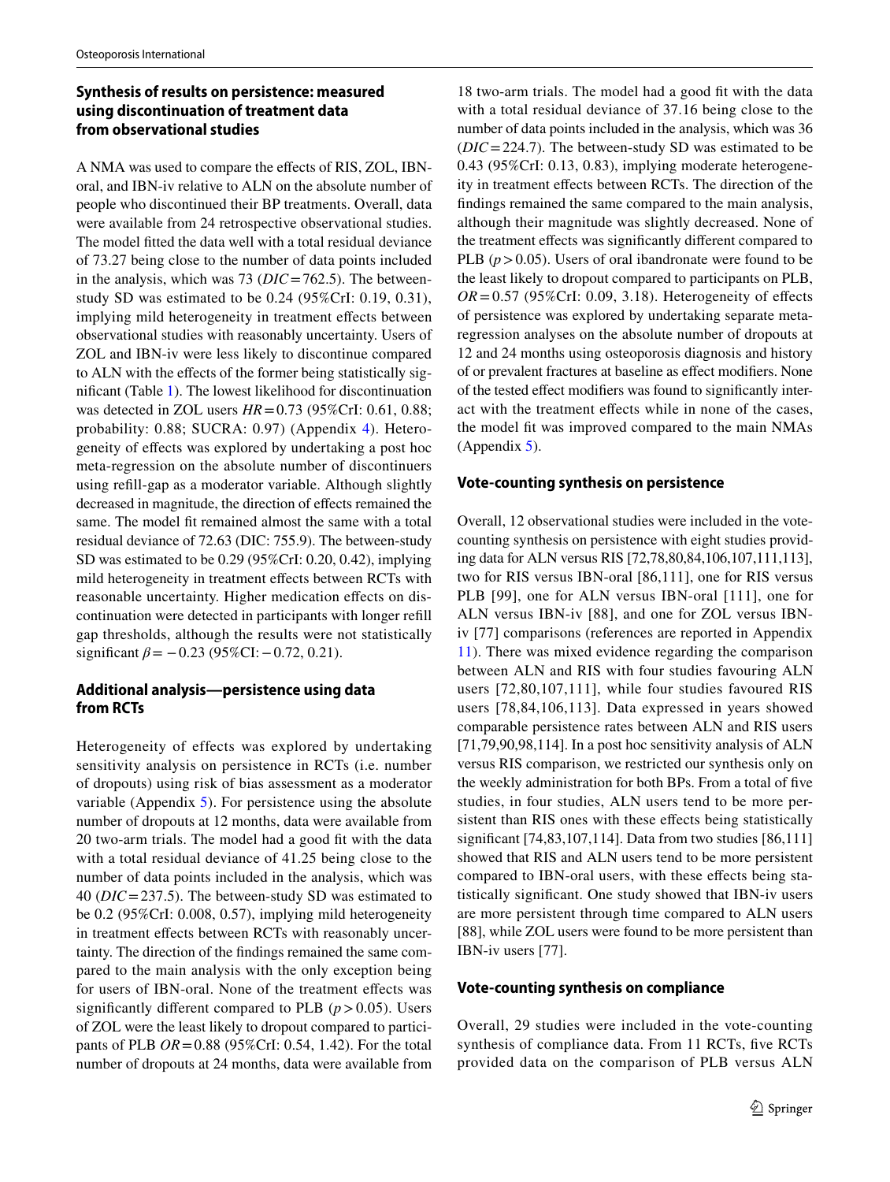### Synthesis of results on persistence: measured using discontinuation of treatment data from observational studies

A NMA was used to compare the effects of RIS, ZOL, IBN-oral, and IBN-iv relative to ALN on the absolute number of people who discontinued their BP treatments. Overall, data were available from 24 retrospective observational studies. The model fitted the data well with a total residual deviance of 73.27 being close to the number of data points included in the analysis, which was 73 ($DIC = 762.5$). The between-study SD was estimated to be 0.24 (95%CrI: 0.19, 0.31), implying mild heterogeneity in treatment effects between observational studies with reasonably uncertainty. Users of ZOL and IBN-iv were less likely to discontinue compared to ALN with the effects of the former being statistically significant (Table 1). The lowest likelihood for discontinuation was detected in ZOL users $HR = 0.73$ (95%CrI: 0.61, 0.88; probability: 0.88; SUCRA: 0.97) (Appendix 4). Heterogeneity of effects was explored by undertaking a post hoc meta-regression on the absolute number of discontinuers using refill-gap as a moderator variable. Although slightly decreased in magnitude, the direction of effects remained the same. The model fit remained almost the same with a total residual deviance of 72.63 (DIC: 755.9). The between-study SD was estimated to be 0.29 (95%CrI: 0.20, 0.42), implying mild heterogeneity in treatment effects between RCTs with reasonable uncertainty. Higher medication effects on discontinuation were detected in participants with longer refill gap thresholds, although the results were not statistically significant $\beta = -0.23$ (95%CI: −0.72, 0.21).

### Additional analysis—persistence using data from RCTs

Heterogeneity of effects was explored by undertaking sensitivity analysis on persistence in RCTs (i.e. number of dropouts) using risk of bias assessment as a moderator variable (Appendix 5). For persistence using the absolute number of dropouts at 12 months, data were available from 20 two-arm trials. The model had a good fit with the data with a total residual deviance of 41.25 being close to the number of data points included in the analysis, which was 40 ($DIC = 237.5$). The between-study SD was estimated to be 0.2 (95%CrI: 0.008, 0.57), implying mild heterogeneity in treatment effects between RCTs with reasonably uncertainty. The direction of the findings remained the same compared to the main analysis with the only exception being for users of IBN-oral. None of the treatment effects was significantly different compared to PLB ($p > 0.05$). Users of ZOL were the least likely to dropout compared to participants of PLB $OR = 0.88$ (95%CrI: 0.54, 1.42). For the total number of dropouts at 24 months, data were available from 18 two-arm trials. The model had a good fit with the data with a total residual deviance of 37.16 being close to the number of data points included in the analysis, which was 36 ($DIC = 224.7$). The between-study SD was estimated to be 0.43 (95%CrI: 0.13, 0.83), implying moderate heterogeneity in treatment effects between RCTs. The direction of the findings remained the same compared to the main analysis, although their magnitude was slightly decreased. None of the treatment effects was significantly different compared to PLB ($p > 0.05$). Users of oral ibandronate were found to be the least likely to dropout compared to participants on PLB, $OR = 0.57$ (95%CrI: 0.09, 3.18). Heterogeneity of effects of persistence was explored by undertaking separate meta-regression analyses on the absolute number of dropouts at 12 and 24 months using osteoporosis diagnosis and history of or prevalent fractures at baseline as effect modifiers. None of the tested effect modifiers was found to significantly interact with the treatment effects while in none of the cases, the model fit was improved compared to the main NMAs (Appendix 5).

### Vote-counting synthesis on persistence

Overall, 12 observational studies were included in the vote-counting synthesis on persistence with eight studies providing data for ALN versus RIS [72,78,80,84,106,107,111,113], two for RIS versus IBN-oral [86,111], one for RIS versus PLB [99], one for ALN versus IBN-oral [111], one for ALN versus IBN-iv [88], and one for ZOL versus IBN-iv [77] comparisons (references are reported in Appendix 11). There was mixed evidence regarding the comparison between ALN and RIS with four studies favouring ALN users [72,80,107,111], while four studies favoured RIS users [78,84,106,113]. Data expressed in years showed comparable persistence rates between ALN and RIS users [71,79,90,98,114]. In a post hoc sensitivity analysis of ALN versus RIS comparison, we restricted our synthesis only on the weekly administration for both BPs. From a total of five studies, in four studies, ALN users tend to be more persistent than RIS ones with these effects being statistically significant [74,83,107,114]. Data from two studies [86,111] showed that RIS and ALN users tend to be more persistent compared to IBN-oral users, with these effects being statistically significant. One study showed that IBN-iv users are more persistent through time compared to ALN users [88], while ZOL users were found to be more persistent than IBN-iv users [77].

### Vote-counting synthesis on compliance

Overall, 29 studies were included in the vote-counting synthesis of compliance data. From 11 RCTs, five RCTs provided data on the comparison of PLB versus ALN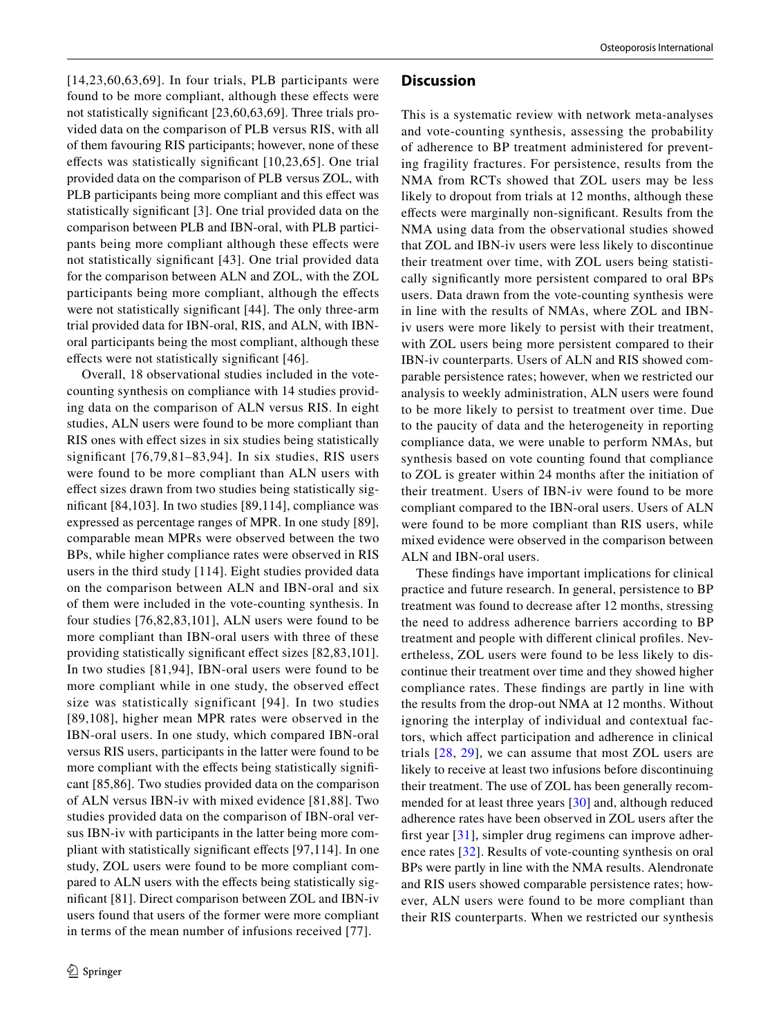[14,23,60,63,69]. In four trials, PLB participants were found to be more compliant, although these effects were not statistically significant [23,60,63,69]. Three trials provided data on the comparison of PLB versus RIS, with all of them favouring RIS participants; however, none of these effects was statistically significant [10,23,65]. One trial provided data on the comparison of PLB versus ZOL, with PLB participants being more compliant and this effect was statistically significant [3]. One trial provided data on the comparison between PLB and IBN-oral, with PLB participants being more compliant although these effects were not statistically significant [43]. One trial provided data for the comparison between ALN and ZOL, with the ZOL participants being more compliant, although the effects were not statistically significant [44]. The only three-arm trial provided data for IBN-oral, RIS, and ALN, with IBN-oral participants being the most compliant, although these effects were not statistically significant [46].

Overall, 18 observational studies included in the vote-counting synthesis on compliance with 14 studies providing data on the comparison of ALN versus RIS. In eight studies, ALN users were found to be more compliant than RIS ones with effect sizes in six studies being statistically significant [76,79,81–83,94]. In six studies, RIS users were found to be more compliant than ALN users with effect sizes drawn from two studies being statistically significant [84,103]. In two studies [89,114], compliance was expressed as percentage ranges of MPR. In one study [89], comparable mean MPRs were observed between the two BPs, while higher compliance rates were observed in RIS users in the third study [114]. Eight studies provided data on the comparison between ALN and IBN-oral and six of them were included in the vote-counting synthesis. In four studies [76,82,83,101], ALN users were found to be more compliant than IBN-oral users with three of these providing statistically significant effect sizes [82,83,101]. In two studies [81,94], IBN-oral users were found to be more compliant while in one study, the observed effect size was statistically significant [94]. In two studies [89,108], higher mean MPR rates were observed in the IBN-oral users. In one study, which compared IBN-oral versus RIS users, participants in the latter were found to be more compliant with the effects being statistically significant [85,86]. Two studies provided data on the comparison of ALN versus IBN-iv with mixed evidence [81,88]. Two studies provided data on the comparison of IBN-oral versus IBN-iv with participants in the latter being more compliant with statistically significant effects [97,114]. In one study, ZOL users were found to be more compliant compared to ALN users with the effects being statistically significant [81]. Direct comparison between ZOL and IBN-iv users found that users of the former were more compliant in terms of the mean number of infusions received [77].

## Discussion

This is a systematic review with network meta-analyses and vote-counting synthesis, assessing the probability of adherence to BP treatment administered for preventing fragility fractures. For persistence, results from the NMA from RCTs showed that ZOL users may be less likely to dropout from trials at 12 months, although these effects were marginally non-significant. Results from the NMA using data from the observational studies showed that ZOL and IBN-iv users were less likely to discontinue their treatment over time, with ZOL users being statistically significantly more persistent compared to oral BPs users. Data drawn from the vote-counting synthesis were in line with the results of NMAs, where ZOL and IBN-iv users were more likely to persist with their treatment, with ZOL users being more persistent compared to their IBN-iv counterparts. Users of ALN and RIS showed comparable persistence rates; however, when we restricted our analysis to weekly administration, ALN users were found to be more likely to persist to treatment over time. Due to the paucity of data and the heterogeneity in reporting compliance data, we were unable to perform NMAs, but synthesis based on vote counting found that compliance to ZOL is greater within 24 months after the initiation of their treatment. Users of IBN-iv were found to be more compliant compared to the IBN-oral users. Users of ALN were found to be more compliant than RIS users, while mixed evidence were observed in the comparison between ALN and IBN-oral users.

These findings have important implications for clinical practice and future research. In general, persistence to BP treatment was found to decrease after 12 months, stressing the need to address adherence barriers according to BP treatment and people with different clinical profiles. Nevertheless, ZOL users were found to be less likely to discontinue their treatment over time and they showed higher compliance rates. These findings are partly in line with the results from the drop-out NMA at 12 months. Without ignoring the interplay of individual and contextual factors, which affect participation and adherence in clinical trials [28, 29], we can assume that most ZOL users are likely to receive at least two infusions before discontinuing their treatment. The use of ZOL has been generally recommended for at least three years [30] and, although reduced adherence rates have been observed in ZOL users after the first year [31], simpler drug regimens can improve adherence rates [32]. Results of vote-counting synthesis on oral BPs were partly in line with the NMA results. Alendronate and RIS users showed comparable persistence rates; however, ALN users were found to be more compliant than their RIS counterparts. When we restricted our synthesis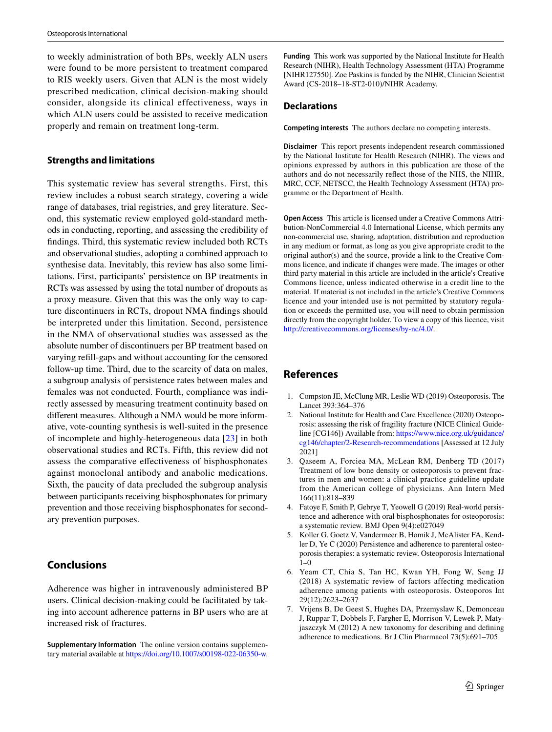to weekly administration of both BPs, weekly ALN users were found to be more persistent to treatment compared to RIS weekly users. Given that ALN is the most widely prescribed medication, clinical decision-making should consider, alongside its clinical effectiveness, ways in which ALN users could be assisted to receive medication properly and remain on treatment long-term.

### Strengths and limitations

This systematic review has several strengths. First, this review includes a robust search strategy, covering a wide range of databases, trial registries, and grey literature. Second, this systematic review employed gold-standard methods in conducting, reporting, and assessing the credibility of findings. Third, this systematic review included both RCTs and observational studies, adopting a combined approach to synthesise data. Inevitably, this review has also some limitations. First, participants' persistence on BP treatments in RCTs was assessed by using the total number of dropouts as a proxy measure. Given that this was the only way to capture discontinuers in RCTs, dropout NMA findings should be interpreted under this limitation. Second, persistence in the NMA of observational studies was assessed as the absolute number of discontinuers per BP treatment based on varying refill-gaps and without accounting for the censored follow-up time. Third, due to the scarcity of data on males, a subgroup analysis of persistence rates between males and females was not conducted. Fourth, compliance was indirectly assessed by measuring treatment continuity based on different measures. Although a NMA would be more informative, vote-counting synthesis is well-suited in the presence of incomplete and highly-heterogeneous data [23] in both observational studies and RCTs. Fifth, this review did not assess the comparative effectiveness of bisphosphonates against monoclonal antibody and anabolic medications. Sixth, the paucity of data precluded the subgroup analysis between participants receiving bisphosphonates for primary prevention and those receiving bisphosphonates for secondary prevention purposes.

## Conclusions

Adherence was higher in intravenously administered BP users. Clinical decision-making could be facilitated by taking into account adherence patterns in BP users who are at increased risk of fractures.

**Supplementary Information** The online version contains supplementary material available at https://doi.org/10.1007/s00198-022-06350-w.

**Funding** This work was supported by the National Institute for Health Research (NIHR), Health Technology Assessment (HTA) Programme [NIHR127550]. Zoe Paskins is funded by the NIHR, Clinician Scientist Award (CS-2018–18-ST2-010)/NIHR Academy.

### Declarations

**Competing interests** The authors declare no competing interests.

**Disclaimer** This report presents independent research commissioned by the National Institute for Health Research (NIHR). The views and opinions expressed by authors in this publication are those of the authors and do not necessarily reflect those of the NHS, the NIHR, MRC, CCF, NETSCC, the Health Technology Assessment (HTA) programme or the Department of Health.

**Open Access** This article is licensed under a Creative Commons Attribution-NonCommercial 4.0 International License, which permits any non-commercial use, sharing, adaptation, distribution and reproduction in any medium or format, as long as you give appropriate credit to the original author(s) and the source, provide a link to the Creative Commons licence, and indicate if changes were made. The images or other third party material in this article are included in the article's Creative Commons licence, unless indicated otherwise in a credit line to the material. If material is not included in the article's Creative Commons licence and your intended use is not permitted by statutory regulation or exceeds the permitted use, you will need to obtain permission directly from the copyright holder. To view a copy of this licence, visit http://creativecommons.org/licenses/by-nc/4.0/.

## References

1. Compston JE, McClung MR, Leslie WD (2019) Osteoporosis. The Lancet 393:364–376
2. National Institute for Health and Care Excellence (2020) Osteoporosis: assessing the risk of fragility fracture (NICE Clinical Guideline [CG146]) Available from: https://www.nice.org.uk/guidance/cg146/chapter/2-Research-recommendations [Assessed at 12 July 2021]
3. Qaseem A, Forciea MA, McLean RM, Denberg TD (2017) Treatment of low bone density or osteoporosis to prevent fractures in men and women: a clinical practice guideline update from the American college of physicians. Ann Intern Med 166(11):818–839
4. Fatoye F, Smith P, Gebrye T, Yeowell G (2019) Real-world persistence and adherence with oral bisphosphonates for osteoporosis: a systematic review. BMJ Open 9(4):e027049
5. Koller G, Goetz V, Vandermeer B, Homik J, McAlister FA, Kendler D, Ye C (2020) Persistence and adherence to parenteral osteoporosis therapies: a systematic review. Osteoporosis International 1–0
6. Yeam CT, Chia S, Tan HC, Kwan YH, Fong W, Seng JJ (2018) A systematic review of factors affecting medication adherence among patients with osteoporosis. Osteoporos Int 29(12):2623–2637
7. Vrijens B, De Geest S, Hughes DA, Przemyslaw K, Demonceau J, Ruppar T, Dobbels F, Fargher E, Morrison V, Lewek P, Matyjaszczyk M (2012) A new taxonomy for describing and defining adherence to medications. Br J Clin Pharmacol 73(5):691–705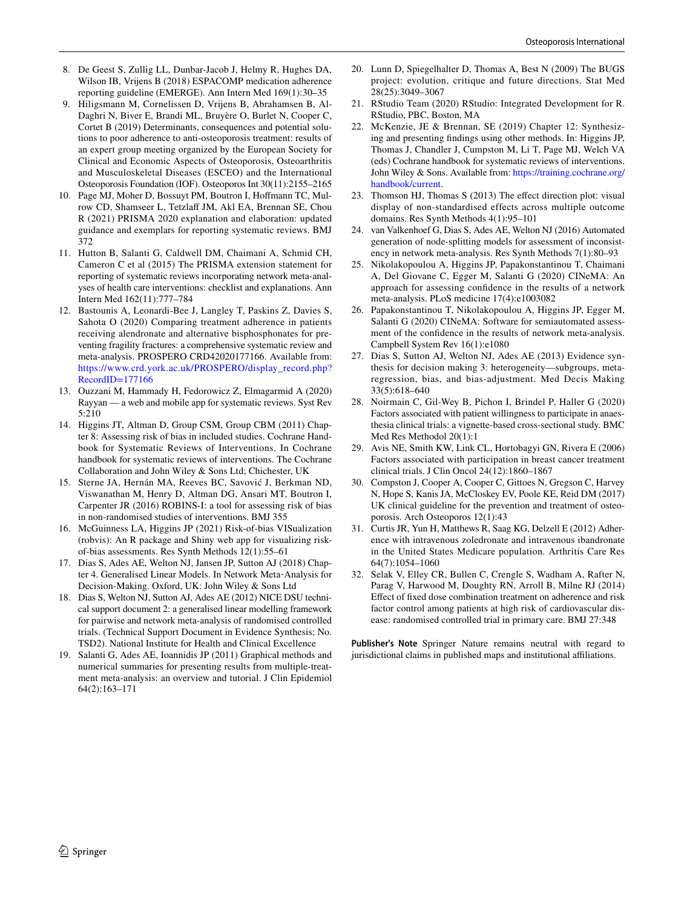8. De Geest S, Zullig LL, Dunbar-Jacob J, Helmy R, Hughes DA, Wilson IB, Vrijens B (2018) ESPACOMP medication adherence reporting guideline (EMERGE). Ann Intern Med 169(1):30–35
9. Hiligsmann M, Cornelissen D, Vrijens B, Abrahamsen B, Al-Daghri N, Biver E, Brandi ML, Bruyère O, Burlet N, Cooper C, Cortet B (2019) Determinants, consequences and potential solutions to poor adherence to anti-osteoporosis treatment: results of an expert group meeting organized by the European Society for Clinical and Economic Aspects of Osteoporosis, Osteoarthritis and Musculoskeletal Diseases (ESCEO) and the International Osteoporosis Foundation (IOF). Osteoporos Int 30(11):2155–2165
10. Page MJ, Moher D, Bossuyt PM, Boutron I, Hoffmann TC, Mulrow CD, Shamseer L, Tetzlaff JM, Akl EA, Brennan SE, Chou R (2021) PRISMA 2020 explanation and elaboration: updated guidance and exemplars for reporting systematic reviews. BMJ 372
11. Hutton B, Salanti G, Caldwell DM, Chaimani A, Schmid CH, Cameron C et al (2015) The PRISMA extension statement for reporting of systematic reviews incorporating network meta-analyses of health care interventions: checklist and explanations. Ann Intern Med 162(11):777–784
12. Bastounis A, Leonardi-Bee J, Langley T, Paskins Z, Davies S, Sahota O (2020) Comparing treatment adherence in patients receiving alendronate and alternative bisphosphonates for preventing fragility fractures: a comprehensive systematic review and meta-analysis. PROSPERO CRD42020177166. Available from: https://www.crd.york.ac.uk/PROSPERO/display_record.php?RecordID=177166
13. Ouzzani M, Hammady H, Fedorowicz Z, Elmagarmid A (2020) Rayyan — a web and mobile app for systematic reviews. Syst Rev 5:210
14. Higgins JT, Altman D, Group CSM, Group CBM (2011) Chapter 8: Assessing risk of bias in included studies. Cochrane Handbook for Systematic Reviews of Interventions. In Cochrane handbook for systematic reviews of interventions. The Cochrane Collaboration and John Wiley & Sons Ltd; Chichester, UK
15. Sterne JA, Hernán MA, Reeves BC, Savović J, Berkman ND, Viswanathan M, Henry D, Altman DG, Ansari MT, Boutron I, Carpenter JR (2016) ROBINS-I: a tool for assessing risk of bias in non-randomised studies of interventions. BMJ 355
16. McGuinness LA, Higgins JP (2021) Risk-of-bias VISualization (robvis): An R package and Shiny web app for visualizing risk-of-bias assessments. Res Synth Methods 12(1):55–61
17. Dias S, Ades AE, Welton NJ, Jansen JP, Sutton AJ (2018) Chapter 4. Generalised Linear Models. In Network Meta-Analysis for Decision-Making. Oxford, UK: John Wiley & Sons Ltd
18. Dias S, Welton NJ, Sutton AJ, Ades AE (2012) NICE DSU technical support document 2: a generalised linear modelling framework for pairwise and network meta-analysis of randomised controlled trials. (Technical Support Document in Evidence Synthesis; No. TSD2). National Institute for Health and Clinical Excellence
19. Salanti G, Ades AE, Ioannidis JP (2011) Graphical methods and numerical summaries for presenting results from multiple-treatment meta-analysis: an overview and tutorial. J Clin Epidemiol 64(2):163–171
20. Lunn D, Spiegelhalter D, Thomas A, Best N (2009) The BUGS project: evolution, critique and future directions. Stat Med 28(25):3049–3067
21. RStudio Team (2020) RStudio: Integrated Development for R. RStudio, PBC, Boston, MA
22. McKenzie, JE & Brennan, SE (2019) Chapter 12: Synthesizing and presenting findings using other methods. In: Higgins JP, Thomas J, Chandler J, Cumpston M, Li T, Page MJ, Welch VA (eds) Cochrane handbook for systematic reviews of interventions. John Wiley & Sons. Available from: https://training.cochrane.org/handbook/current.
23. Thomson HJ, Thomas S (2013) The effect direction plot: visual display of non-standardised effects across multiple outcome domains. Res Synth Methods 4(1):95–101
24. van Valkenhoef G, Dias S, Ades AE, Welton NJ (2016) Automated generation of node-splitting models for assessment of inconsistency in network meta-analysis. Res Synth Methods 7(1):80–93
25. Nikolakopoulou A, Higgins JP, Papakonstantinou T, Chaimani A, Del Giovane C, Egger M, Salanti G (2020) CINeMA: An approach for assessing confidence in the results of a network meta-analysis. PLoS medicine 17(4):e1003082
26. Papakonstantinou T, Nikolakopoulou A, Higgins JP, Egger M, Salanti G (2020) CINeMA: Software for semiautomated assessment of the confidence in the results of network meta-analysis. Campbell System Rev 16(1):e1080
27. Dias S, Sutton AJ, Welton NJ, Ades AE (2013) Evidence synthesis for decision making 3: heterogeneity—subgroups, meta-regression, bias, and bias-adjustment. Med Decis Making 33(5):618–640
28. Noirmain C, Gil-Wey B, Pichon I, Brindel P, Haller G (2020) Factors associated with patient willingness to participate in anaesthesia clinical trials: a vignette-based cross-sectional study. BMC Med Res Methodol 20(1):1
29. Avis NE, Smith KW, Link CL, Hortobagyi GN, Rivera E (2006) Factors associated with participation in breast cancer treatment clinical trials. J Clin Oncol 24(12):1860–1867
30. Compston J, Cooper A, Cooper C, Gittoes N, Gregson C, Harvey N, Hope S, Kanis JA, McCloskey EV, Poole KE, Reid DM (2017) UK clinical guideline for the prevention and treatment of osteoporosis. Arch Osteoporos 12(1):43
31. Curtis JR, Yun H, Matthews R, Saag KG, Delzell E (2012) Adherence with intravenous zoledronate and intravenous ibandronate in the United States Medicare population. Arthritis Care Res 64(7):1054–1060
32. Selak V, Elley CR, Bullen C, Crengle S, Wadham A, Rafter N, Parag V, Harwood M, Doughty RN, Arroll B, Milne RJ (2014) Effect of fixed dose combination treatment on adherence and risk factor control among patients at high risk of cardiovascular disease: randomised controlled trial in primary care. BMJ 27:348

**Publisher's Note** Springer Nature remains neutral with regard to jurisdictional claims in published maps and institutional affiliations.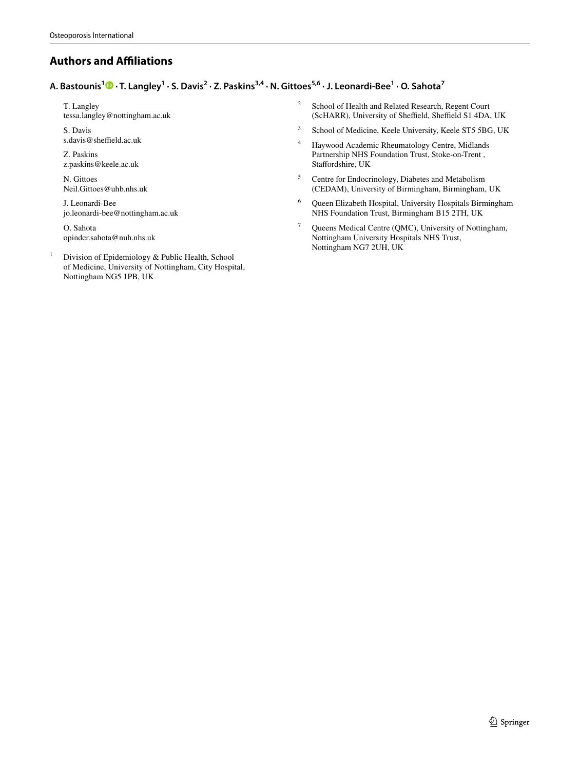## Authors and Affiliations

**A. Bastounis[1] · T. Langley[1] · S. Davis[2] · Z. Paskins[3,4] · N. Gittoes[5,6] · J. Leonardi-Bee[1] · O. Sahota[7]**

T. Langley
tessa.langley@nottingham.ac.uk

S. Davis
s.davis@sheffield.ac.uk

Z. Paskins
z.paskins@keele.ac.uk

N. Gittoes
Neil.Gittoes@uhb.nhs.uk

J. Leonardi-Bee
jo.leonardi-bee@nottingham.ac.uk

O. Sahota
opinder.sahota@nuh.nhs.uk

[1] Division of Epidemiology & Public Health, School of Medicine, University of Nottingham, City Hospital, Nottingham NG5 1PB, UK

[2] School of Health and Related Research, Regent Court (ScHARR), University of Sheffield, Sheffield S1 4DA, UK

[3] School of Medicine, Keele University, Keele ST5 5BG, UK

[4] Haywood Academic Rheumatology Centre, Midlands Partnership NHS Foundation Trust, Stoke-on-Trent , Staffordshire, UK

[5] Centre for Endocrinology, Diabetes and Metabolism (CEDAM), University of Birmingham, Birmingham, UK

[6] Queen Elizabeth Hospital, University Hospitals Birmingham NHS Foundation Trust, Birmingham B15 2TH, UK

[7] Queens Medical Centre (QMC), University of Nottingham, Nottingham University Hospitals NHS Trust, Nottingham NG7 2UH, UK